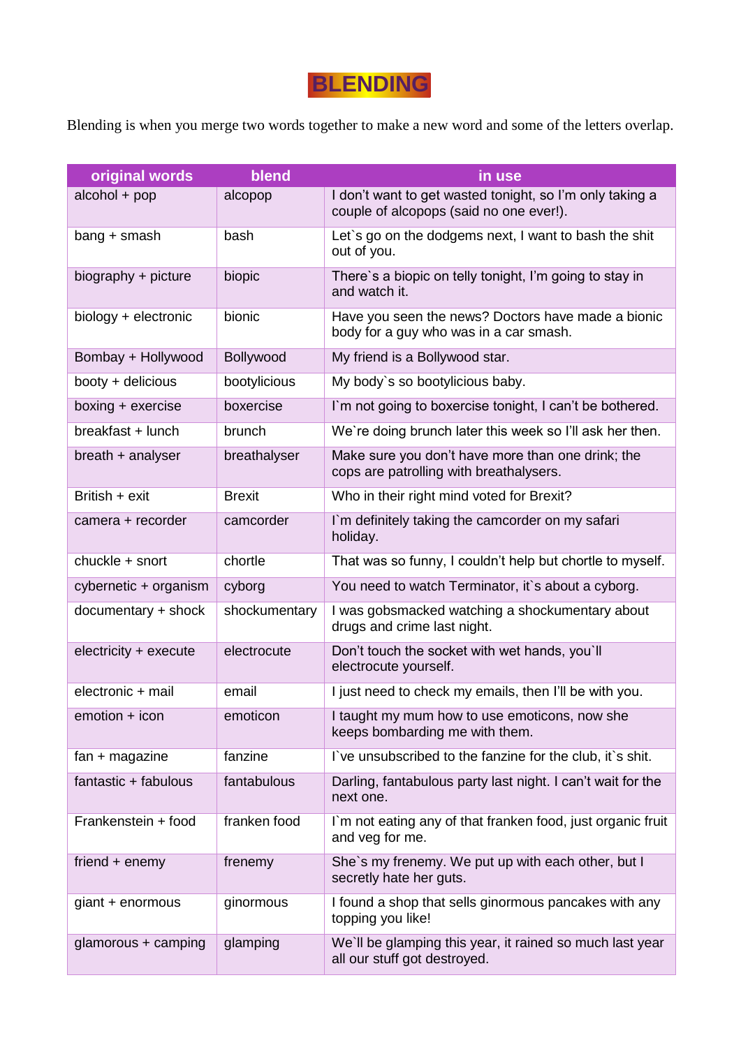# BLENDING

Blending is when you merge two words together to make a new word and some of the letters overlap.

| original words | blend | in use |
|---|---|---|
| alcohol + pop | alcopop | I don't want to get wasted tonight, so I'm only taking a couple of alcopops (said no one ever!). |
| bang + smash | bash | Let`s go on the dodgems next, I want to bash the shit out of you. |
| biography + picture | biopic | There`s a biopic on telly tonight, I'm going to stay in and watch it. |
| biology + electronic | bionic | Have you seen the news? Doctors have made a bionic body for a guy who was in a car smash. |
| Bombay + Hollywood | Bollywood | My friend is a Bollywood star. |
| booty + delicious | bootylicious | My body`s so bootylicious baby. |
| boxing + exercise | boxercise | I`m not going to boxercise tonight, I can't be bothered. |
| breakfast + lunch | brunch | We`re doing brunch later this week so I'll ask her then. |
| breath + analyser | breathalyser | Make sure you don't have more than one drink; the cops are patrolling with breathalysers. |
| British + exit | Brexit | Who in their right mind voted for Brexit? |
| camera + recorder | camcorder | I`m definitely taking the camcorder on my safari holiday. |
| chuckle + snort | chortle | That was so funny, I couldn't help but chortle to myself. |
| cybernetic + organism | cyborg | You need to watch Terminator, it`s about a cyborg. |
| documentary + shock | shockumentary | I was gobsmacked watching a shockumentary about drugs and crime last night. |
| electricity + execute | electrocute | Don't touch the socket with wet hands, you`ll electrocute yourself. |
| electronic + mail | email | I just need to check my emails, then I'll be with you. |
| emotion + icon | emoticon | I taught my mum how to use emoticons, now she keeps bombarding me with them. |
| fan + magazine | fanzine | I`ve unsubscribed to the fanzine for the club, it`s shit. |
| fantastic + fabulous | fantabulous | Darling, fantabulous party last night. I can't wait for the next one. |
| Frankenstein + food | franken food | I`m not eating any of that franken food, just organic fruit and veg for me. |
| friend + enemy | frenemy | She`s my frenemy. We put up with each other, but I secretly hate her guts. |
| giant + enormous | ginormous | I found a shop that sells ginormous pancakes with any topping you like! |
| glamorous + camping | glamping | We`ll be glamping this year, it rained so much last year all our stuff got destroyed. |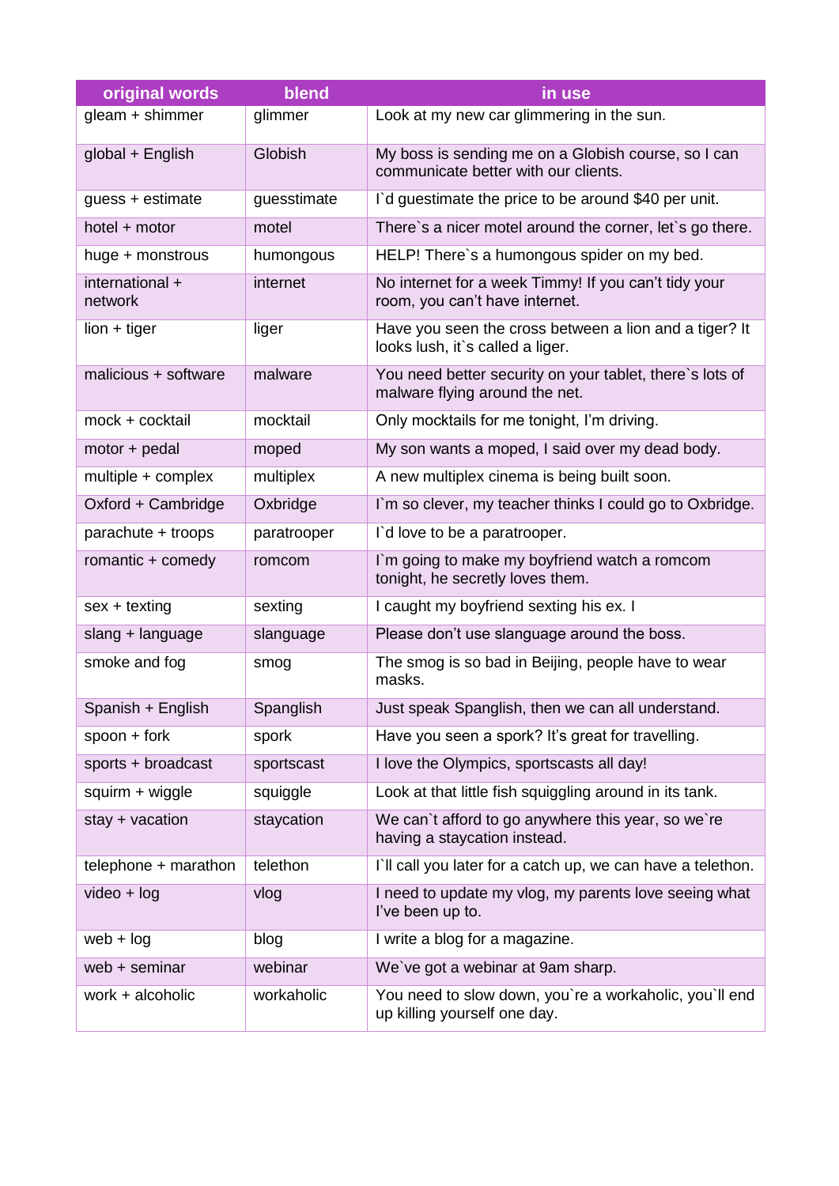| original words | blend | in use |
|---|---|---|
| gleam + shimmer | glimmer | Look at my new car glimmering in the sun. |
| global + English | Globish | My boss is sending me on a Globish course, so I can communicate better with our clients. |
| guess + estimate | guesstimate | I`d guestimate the price to be around $40 per unit. |
| hotel + motor | motel | There`s a nicer motel around the corner, let`s go there. |
| huge + monstrous | humongous | HELP! There`s a humongous spider on my bed. |
| international + network | internet | No internet for a week Timmy! If you can't tidy your room, you can't have internet. |
| lion + tiger | liger | Have you seen the cross between a lion and a tiger? It looks lush, it`s called a liger. |
| malicious + software | malware | You need better security on your tablet, there`s lots of malware flying around the net. |
| mock + cocktail | mocktail | Only mocktails for me tonight, I'm driving. |
| motor + pedal | moped | My son wants a moped, I said over my dead body. |
| multiple + complex | multiplex | A new multiplex cinema is being built soon. |
| Oxford + Cambridge | Oxbridge | I`m so clever, my teacher thinks I could go to Oxbridge. |
| parachute + troops | paratrooper | I`d love to be a paratrooper. |
| romantic + comedy | romcom | I`m going to make my boyfriend watch a romcom tonight, he secretly loves them. |
| sex + texting | sexting | I caught my boyfriend sexting his ex. I |
| slang + language | slanguage | Please don't use slanguage around the boss. |
| smoke and fog | smog | The smog is so bad in Beijing, people have to wear masks. |
| Spanish + English | Spanglish | Just speak Spanglish, then we can all understand. |
| spoon + fork | spork | Have you seen a spork? It's great for travelling. |
| sports + broadcast | sportscast | I love the Olympics, sportscasts all day! |
| squirm + wiggle | squiggle | Look at that little fish squiggling around in its tank. |
| stay + vacation | staycation | We can`t afford to go anywhere this year, so we`re having a staycation instead. |
| telephone + marathon | telethon | I`ll call you later for a catch up, we can have a telethon. |
| video + log | vlog | I need to update my vlog, my parents love seeing what I've been up to. |
| web + log | blog | I write a blog for a magazine. |
| web + seminar | webinar | We`ve got a webinar at 9am sharp. |
| work + alcoholic | workaholic | You need to slow down, you`re a workaholic, you`ll end up killing yourself one day. |